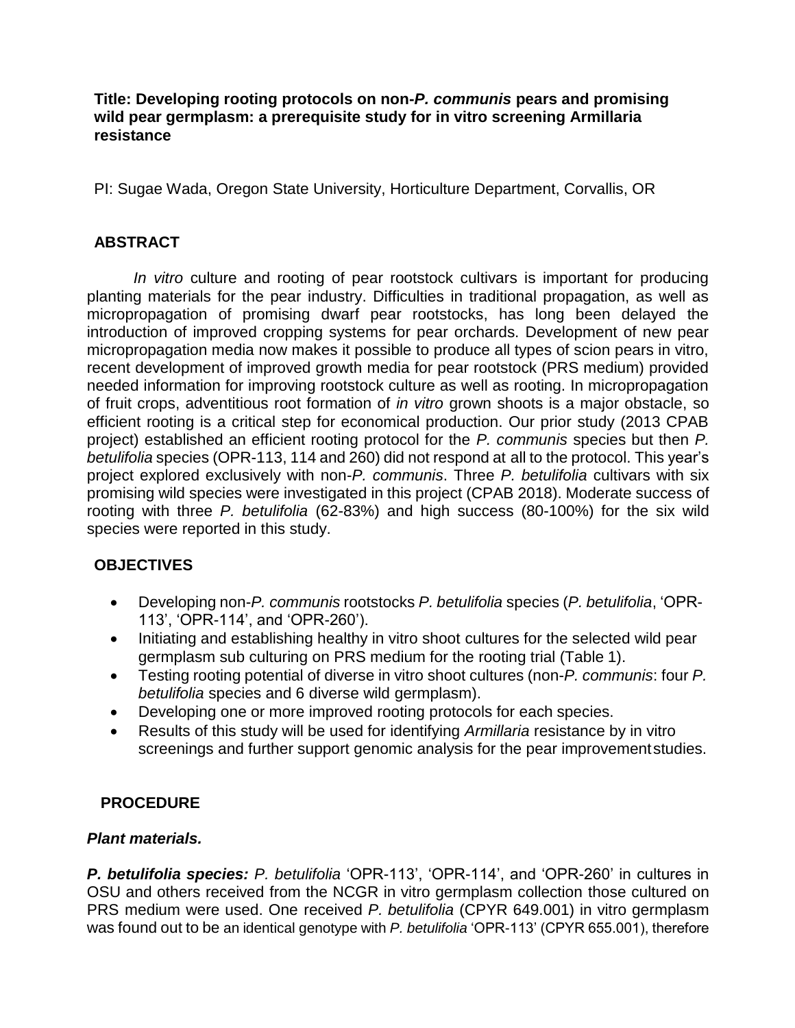**Title: Developing rooting protocols on non-*P. communis* pears and promising wild pear germplasm: a prerequisite study for in vitro screening Armillaria resistance**

PI: Sugae Wada, Oregon State University, Horticulture Department, Corvallis, OR

## ABSTRACT

*In vitro* culture and rooting of pear rootstock cultivars is important for producing planting materials for the pear industry. Difficulties in traditional propagation, as well as micropropagation of promising dwarf pear rootstocks, has long been delayed the introduction of improved cropping systems for pear orchards. Development of new pear micropropagation media now makes it possible to produce all types of scion pears in vitro, recent development of improved growth media for pear rootstock (PRS medium) provided needed information for improving rootstock culture as well as rooting. In micropropagation of fruit crops, adventitious root formation of *in vitro* grown shoots is a major obstacle, so efficient rooting is a critical step for economical production. Our prior study (2013 CPAB project) established an efficient rooting protocol for the *P. communis* species but then *P. betulifolia* species (OPR-113, 114 and 260) did not respond at all to the protocol. This year's project explored exclusively with non-*P. communis*. Three *P. betulifolia* cultivars with six promising wild species were investigated in this project (CPAB 2018). Moderate success of rooting with three *P. betulifolia* (62-83%) and high success (80-100%) for the six wild species were reported in this study.

## OBJECTIVES

- Developing non-*P. communis* rootstocks *P. betulifolia* species (*P. betulifolia*, 'OPR-113', 'OPR-114', and 'OPR-260').
- Initiating and establishing healthy in vitro shoot cultures for the selected wild pear germplasm sub culturing on PRS medium for the rooting trial (Table 1).
- Testing rooting potential of diverse in vitro shoot cultures (non-*P. communis*: four *P. betulifolia* species and 6 diverse wild germplasm).
- Developing one or more improved rooting protocols for each species.
- Results of this study will be used for identifying *Armillaria* resistance by in vitro screenings and further support genomic analysis for the pear improvement studies.

## PROCEDURE

### *Plant materials.*

***P. betulifolia species:*** *P. betulifolia* 'OPR-113', 'OPR-114', and 'OPR-260' in cultures in OSU and others received from the NCGR in vitro germplasm collection those cultured on PRS medium were used. One received *P. betulifolia* (CPYR 649.001) in vitro germplasm was found out to be an identical genotype with *P. betulifolia* 'OPR-113' (CPYR 655.001), therefore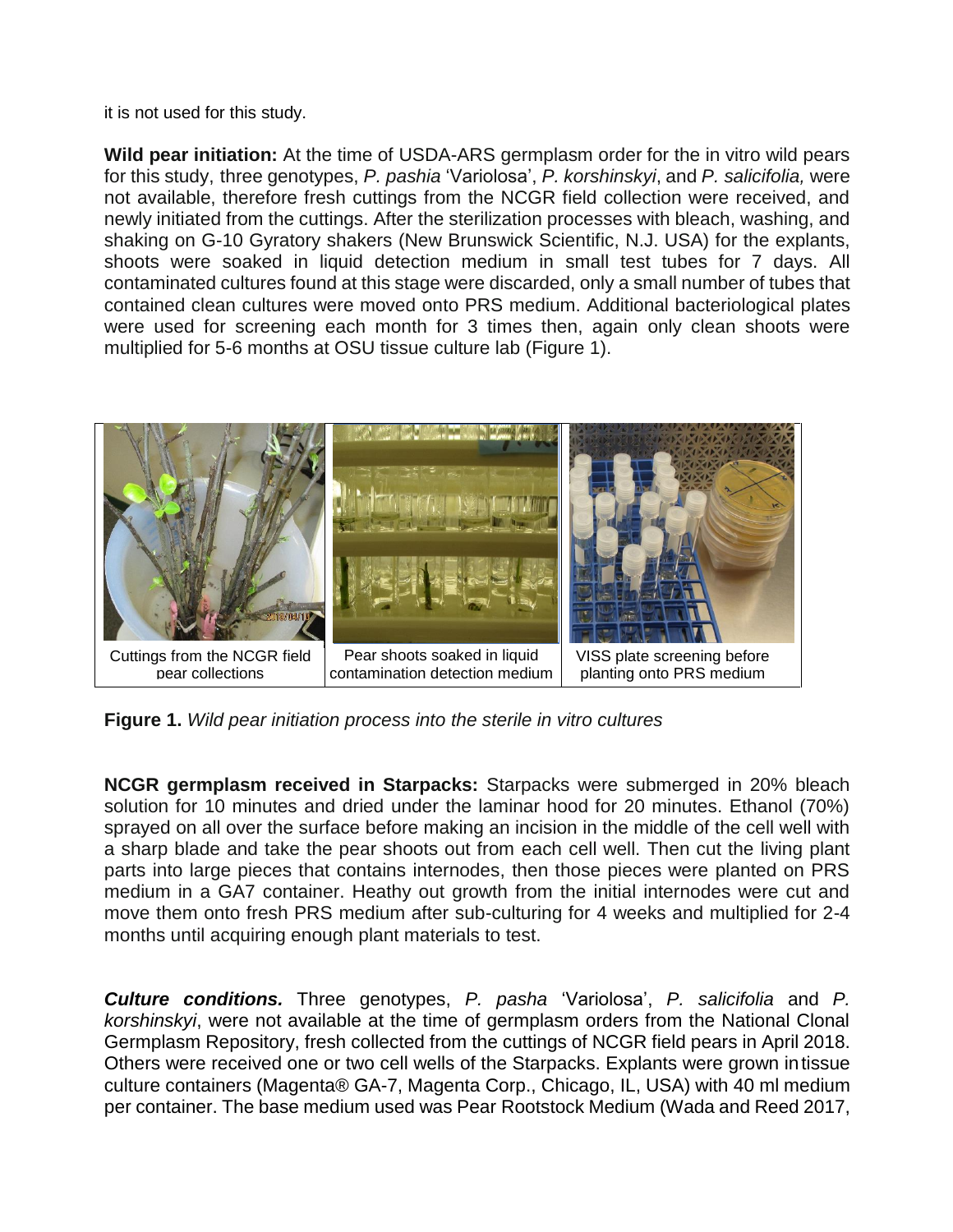it is not used for this study.

**Wild pear initiation:** At the time of USDA-ARS germplasm order for the in vitro wild pears for this study, three genotypes, *P. pashia* 'Variolosa', *P. korshinskyi*, and *P. salicifolia,* were not available, therefore fresh cuttings from the NCGR field collection were received, and newly initiated from the cuttings. After the sterilization processes with bleach, washing, and shaking on G-10 Gyratory shakers (New Brunswick Scientific, N.J. USA) for the explants, shoots were soaked in liquid detection medium in small test tubes for 7 days. All contaminated cultures found at this stage were discarded, only a small number of tubes that contained clean cultures were moved onto PRS medium. Additional bacteriological plates were used for screening each month for 3 times then, again only clean shoots were multiplied for 5-6 months at OSU tissue culture lab (Figure 1).

| Cuttings from the NCGR field pear collections | Pear shoots soaked in liquid contamination detection medium | VISS plate screening before planting onto PRS medium |
|---|---|---|

**Figure 1.** *Wild pear initiation process into the sterile in vitro cultures*

**NCGR germplasm received in Starpacks:** Starpacks were submerged in 20% bleach solution for 10 minutes and dried under the laminar hood for 20 minutes. Ethanol (70%) sprayed on all over the surface before making an incision in the middle of the cell well with a sharp blade and take the pear shoots out from each cell well. Then cut the living plant parts into large pieces that contains internodes, then those pieces were planted on PRS medium in a GA7 container. Heathy out growth from the initial internodes were cut and move them onto fresh PRS medium after sub-culturing for 4 weeks and multiplied for 2-4 months until acquiring enough plant materials to test.

***Culture conditions.*** Three genotypes, *P. pasha* 'Variolosa', *P. salicifolia* and *P. korshinskyi*, were not available at the time of germplasm orders from the National Clonal Germplasm Repository, fresh collected from the cuttings of NCGR field pears in April 2018. Others were received one or two cell wells of the Starpacks. Explants were grown in tissue culture containers (Magenta® GA-7, Magenta Corp., Chicago, IL, USA) with 40 ml medium per container. The base medium used was Pear Rootstock Medium (Wada and Reed 2017,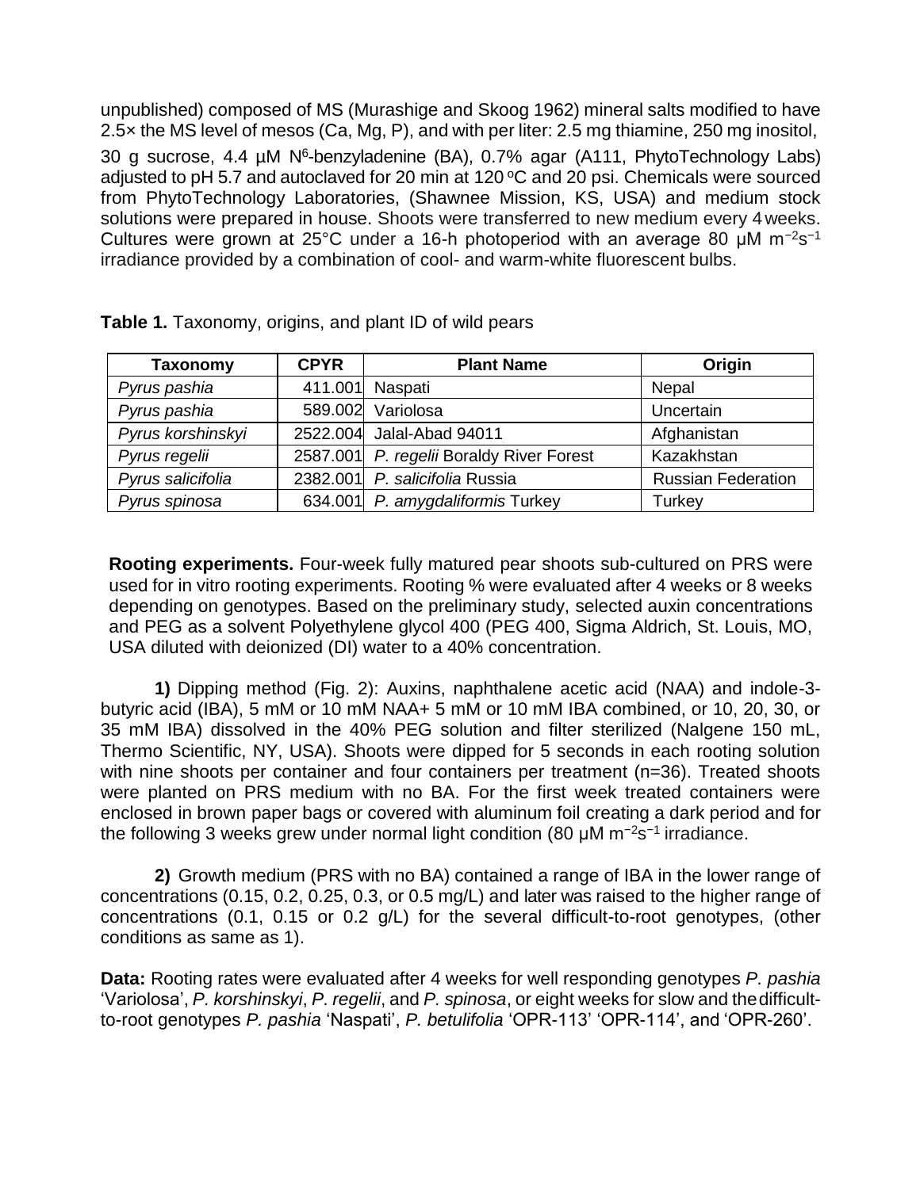unpublished) composed of MS (Murashige and Skoog 1962) mineral salts modified to have 2.5× the MS level of mesos (Ca, Mg, P), and with per liter: 2.5 mg thiamine, 250 mg inositol, 30 g sucrose, 4.4 µM $N^6$-benzyladenine (BA), 0.7% agar (A111, PhytoTechnology Labs) adjusted to pH 5.7 and autoclaved for 20 min at 120 °C and 20 psi. Chemicals were sourced from PhytoTechnology Laboratories, (Shawnee Mission, KS, USA) and medium stock solutions were prepared in house. Shoots were transferred to new medium every 4 weeks. Cultures were grown at 25°C under a 16-h photoperiod with an average 80 µM $m^{-2}s^{-1}$ irradiance provided by a combination of cool- and warm-white fluorescent bulbs.

**Table 1.** Taxonomy, origins, and plant ID of wild pears

| Taxonomy | CPYR | Plant Name | Origin |
|---|---|---|---|
| *Pyrus pashia* | 411.001 | Naspati | Nepal |
| *Pyrus pashia* | 589.002 | Variolosa | Uncertain |
| *Pyrus korshinskyi* | 2522.004 | Jalal-Abad 94011 | Afghanistan |
| *Pyrus regelii* | 2587.001 | *P. regelii* Boraldy River Forest | Kazakhstan |
| *Pyrus salicifolia* | 2382.001 | *P. salicifolia* Russia | Russian Federation |
| *Pyrus spinosa* | 634.001 | *P. amygdaliformis* Turkey | Turkey |

**Rooting experiments.** Four-week fully matured pear shoots sub-cultured on PRS were used for in vitro rooting experiments. Rooting % were evaluated after 4 weeks or 8 weeks depending on genotypes. Based on the preliminary study, selected auxin concentrations and PEG as a solvent Polyethylene glycol 400 (PEG 400, Sigma Aldrich, St. Louis, MO, USA diluted with deionized (DI) water to a 40% concentration.

**1)** Dipping method (Fig. 2): Auxins, naphthalene acetic acid (NAA) and indole-3-butyric acid (IBA), 5 mM or 10 mM NAA+ 5 mM or 10 mM IBA combined, or 10, 20, 30, or 35 mM IBA) dissolved in the 40% PEG solution and filter sterilized (Nalgene 150 mL, Thermo Scientific, NY, USA). Shoots were dipped for 5 seconds in each rooting solution with nine shoots per container and four containers per treatment (n=36). Treated shoots were planted on PRS medium with no BA. For the first week treated containers were enclosed in brown paper bags or covered with aluminum foil creating a dark period and for the following 3 weeks grew under normal light condition (80 µM $m^{-2}s^{-1}$ irradiance.

**2)** Growth medium (PRS with no BA) contained a range of IBA in the lower range of concentrations (0.15, 0.2, 0.25, 0.3, or 0.5 mg/L) and later was raised to the higher range of concentrations (0.1, 0.15 or 0.2 g/L) for the several difficult-to-root genotypes, (other conditions as same as 1).

**Data:** Rooting rates were evaluated after 4 weeks for well responding genotypes *P. pashia* 'Variolosa', *P. korshinskyi*, *P. regelii*, and *P. spinosa*, or eight weeks for slow and the difficult-to-root genotypes *P. pashia* 'Naspati', *P. betulifolia* 'OPR-113' 'OPR-114', and 'OPR-260'.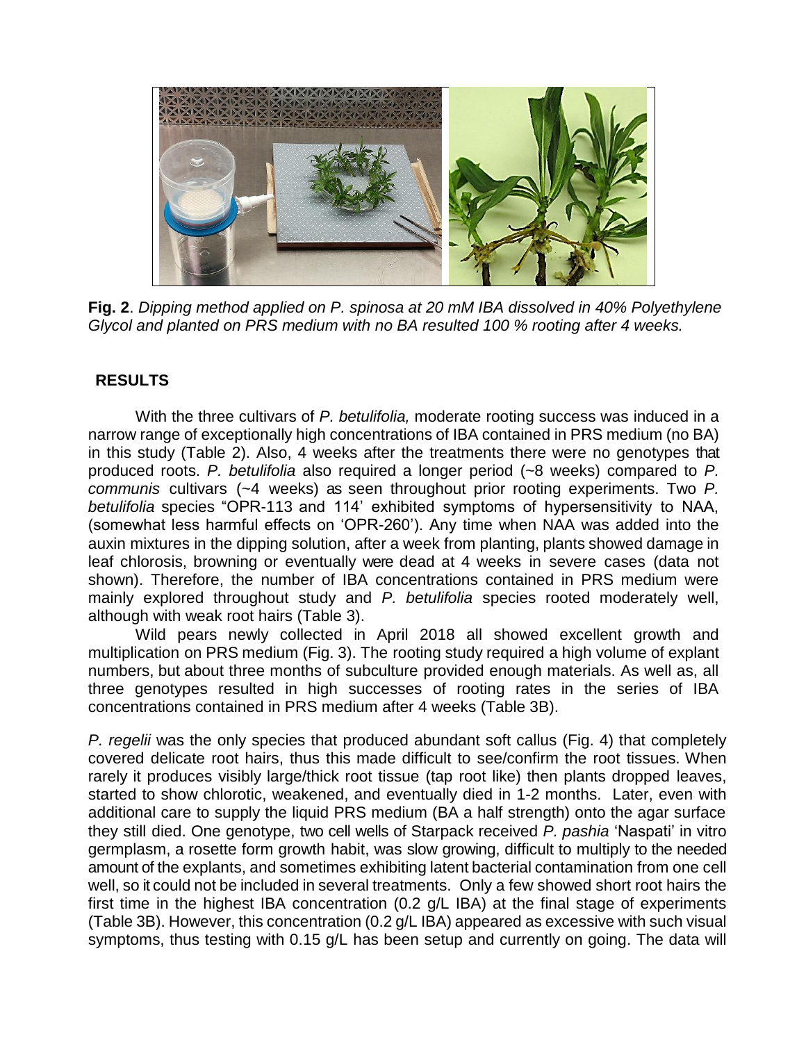**Fig. 2**. *Dipping method applied on P. spinosa at 20 mM IBA dissolved in 40% Polyethylene Glycol and planted on PRS medium with no BA resulted 100 % rooting after 4 weeks.*

## RESULTS

With the three cultivars of *P. betulifolia,* moderate rooting success was induced in a narrow range of exceptionally high concentrations of IBA contained in PRS medium (no BA) in this study (Table 2). Also, 4 weeks after the treatments there were no genotypes that produced roots. *P. betulifolia* also required a longer period (~8 weeks) compared to *P. communis* cultivars (~4 weeks) as seen throughout prior rooting experiments. Two *P. betulifolia* species "OPR-113 and 114' exhibited symptoms of hypersensitivity to NAA, (somewhat less harmful effects on 'OPR-260'). Any time when NAA was added into the auxin mixtures in the dipping solution, after a week from planting, plants showed damage in leaf chlorosis, browning or eventually were dead at 4 weeks in severe cases (data not shown). Therefore, the number of IBA concentrations contained in PRS medium were mainly explored throughout study and *P. betulifolia* species rooted moderately well, although with weak root hairs (Table 3).

Wild pears newly collected in April 2018 all showed excellent growth and multiplication on PRS medium (Fig. 3). The rooting study required a high volume of explant numbers, but about three months of subculture provided enough materials. As well as, all three genotypes resulted in high successes of rooting rates in the series of IBA concentrations contained in PRS medium after 4 weeks (Table 3B).

*P. regelii* was the only species that produced abundant soft callus (Fig. 4) that completely covered delicate root hairs, thus this made difficult to see/confirm the root tissues. When rarely it produces visibly large/thick root tissue (tap root like) then plants dropped leaves, started to show chlorotic, weakened, and eventually died in 1-2 months. Later, even with additional care to supply the liquid PRS medium (BA a half strength) onto the agar surface they still died. One genotype, two cell wells of Starpack received *P. pashia* 'Naspati' in vitro germplasm, a rosette form growth habit, was slow growing, difficult to multiply to the needed amount of the explants, and sometimes exhibiting latent bacterial contamination from one cell well, so it could not be included in several treatments. Only a few showed short root hairs the first time in the highest IBA concentration (0.2 g/L IBA) at the final stage of experiments (Table 3B). However, this concentration (0.2 g/L IBA) appeared as excessive with such visual symptoms, thus testing with 0.15 g/L has been setup and currently on going. The data will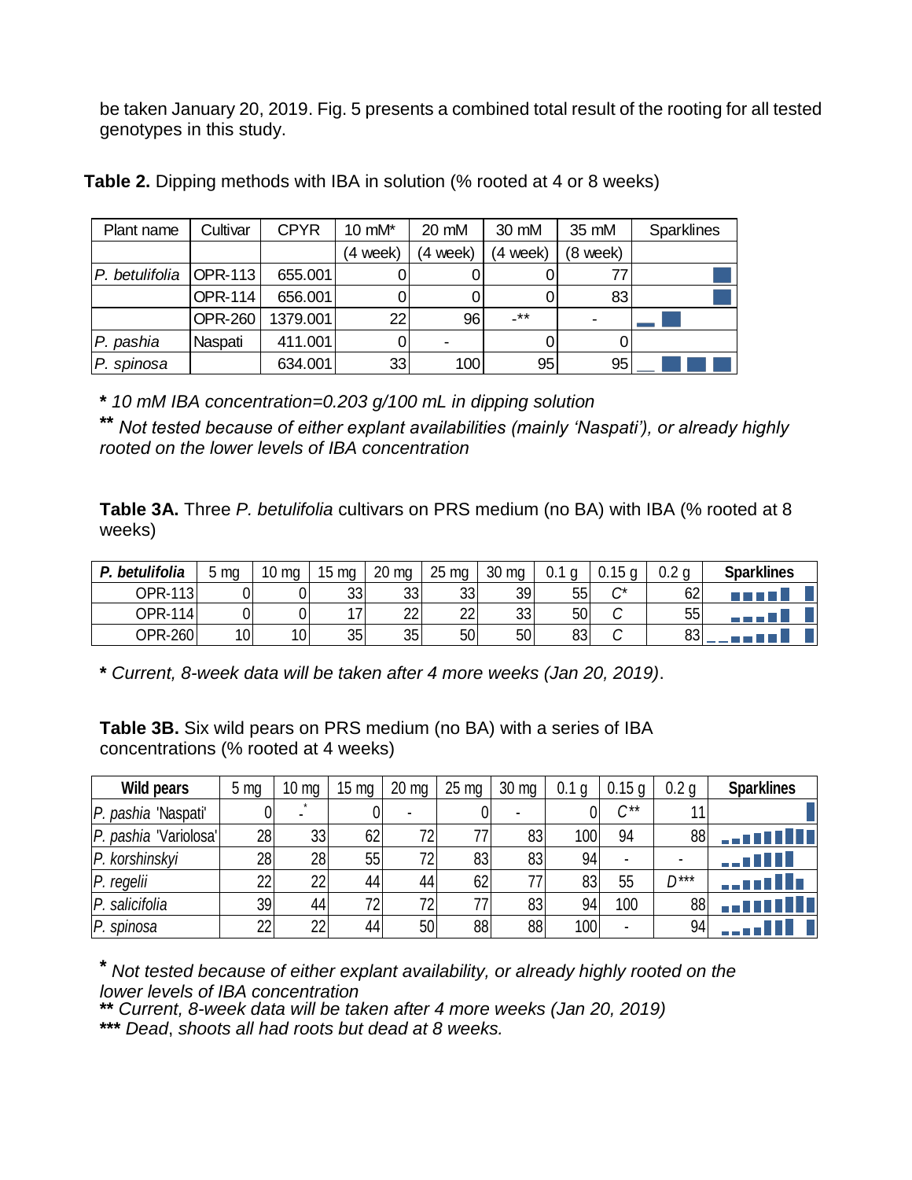be taken January 20, 2019. Fig. 5 presents a combined total result of the rooting for all tested genotypes in this study.

**Table 2.** Dipping methods with IBA in solution (% rooted at 4 or 8 weeks)

| Plant name | Cultivar | CPYR | 10 mM* | 20 mM | 30 mM | 35 mM | Sparklines |
|---|---|---|---|---|---|---|---|
| | | | (4 week) | (4 week) | (4 week) | (8 week) | |
| *P. betulifolia* | OPR-113 | 655.001 | 0 | 0 | 0 | 77 | |
| | OPR-114 | 656.001 | 0 | 0 | 0 | 83 | |
| | OPR-260 | 1379.001 | 22 | 96 | -** | - | |
| *P. pashia* | Naspati | 411.001 | 0 | - | 0 | 0 | |
| *P. spinosa* | | 634.001 | 33 | 100 | 95 | 95 | |

*\* 10 mM IBA concentration=0.203 g/100 mL in dipping solution*

*\*\* Not tested because of either explant availabilities (mainly 'Naspati'), or already highly rooted on the lower levels of IBA concentration*

**Table 3A.** Three *P. betulifolia* cultivars on PRS medium (no BA) with IBA (% rooted at 8 weeks)

| *P. betulifolia* | 5 mg | 10 mg | 15 mg | 20 mg | 25 mg | 30 mg | 0.1 g | 0.15 g | 0.2 g | Sparklines |
|---|---|---|---|---|---|---|---|---|---|---|
| OPR-113 | 0 | 0 | 33 | 33 | 33 | 39 | 55 | *C\** | 62 | |
| OPR-114 | 0 | 0 | 17 | 22 | 22 | 33 | 50 | *C* | 55 | |
| OPR-260 | 10 | 10 | 35 | 35 | 50 | 50 | 83 | *C* | 83 | |

**\*** *Current, 8-week data will be taken after 4 more weeks (Jan 20, 2019)*.

**Table 3B.** Six wild pears on PRS medium (no BA) with a series of IBA concentrations (% rooted at 4 weeks)

| Wild pears | 5 mg | 10 mg | 15 mg | 20 mg | 25 mg | 30 mg | 0.1 g | 0.15 g | 0.2 g | Sparklines |
|---|---|---|---|---|---|---|---|---|---|---|
| *P. pashia* 'Naspati' | 0 | -* | 0 | - | 0 | - | 0 | *C\*\** | 11 | |
| *P. pashia* 'Variolosa' | 28 | 33 | 62 | 72 | 77 | 83 | 100 | 94 | 88 | |
| *P. korshinskyi* | 28 | 28 | 55 | 72 | 83 | 83 | 94 | - | - | |
| *P. regelii* | 22 | 22 | 44 | 44 | 62 | 77 | 83 | 55 | *D\*\*\** | |
| *P. salicifolia* | 39 | 44 | 72 | 72 | 77 | 83 | 94 | 100 | 88 | |
| *P. spinosa* | 22 | 22 | 44 | 50 | 88 | 88 | 100 | - | 94 | |

**\*** *Not tested because of either explant availability, or already highly rooted on the lower levels of IBA concentration*

**\*\*** *Current, 8-week data will be taken after 4 more weeks (Jan 20, 2019)*

**\*\*\*** *Dead, shoots all had roots but dead at 8 weeks.*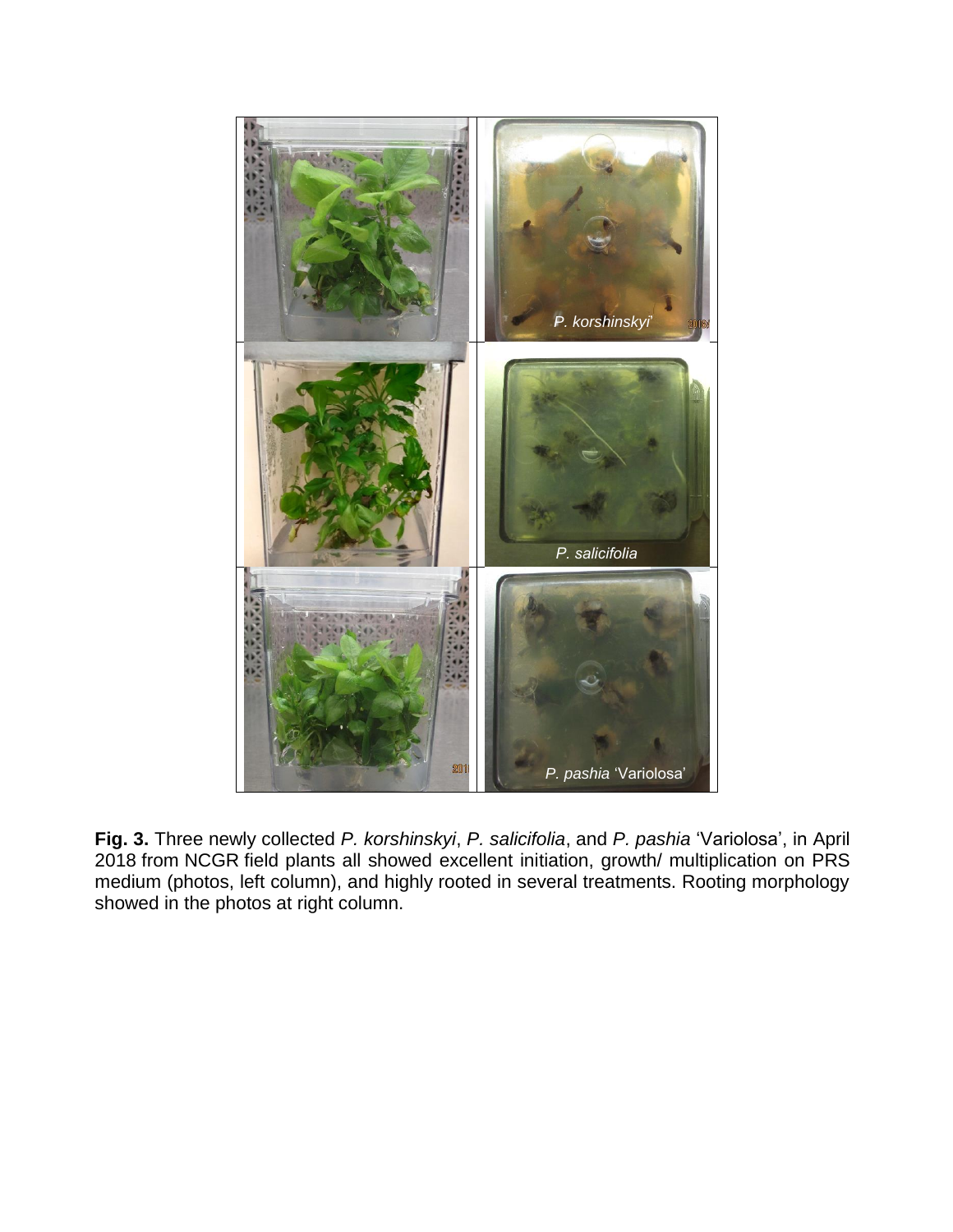**Fig. 3.** Three newly collected *P. korshinskyi*, *P. salicifolia*, and *P. pashia* 'Variolosa', in April 2018 from NCGR field plants all showed excellent initiation, growth/ multiplication on PRS medium (photos, left column), and highly rooted in several treatments. Rooting morphology showed in the photos at right column.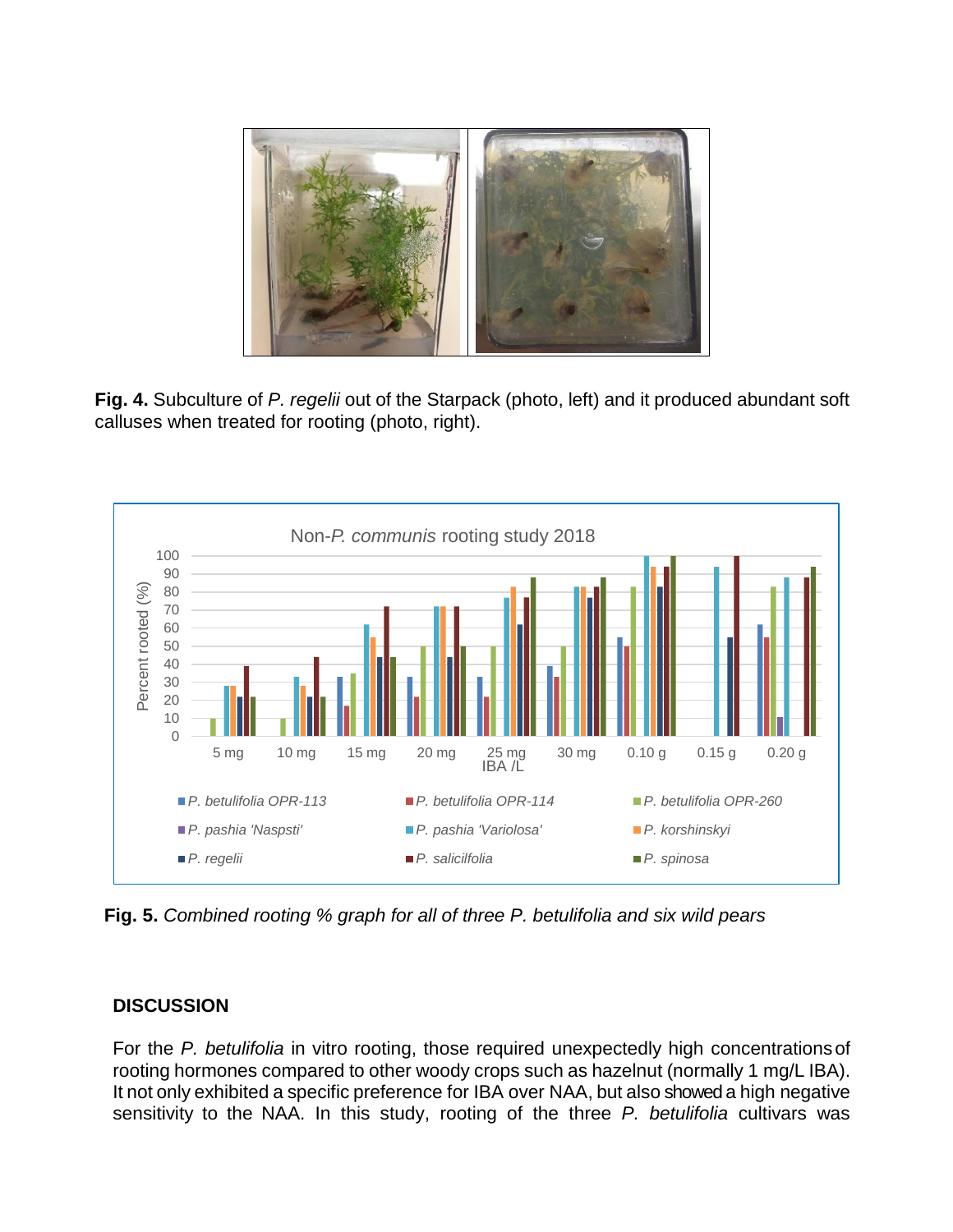**Fig. 4.** Subculture of *P. regelii* out of the Starpack (photo, left) and it produced abundant soft calluses when treated for rooting (photo, right).

**Fig. 5.** *Combined rooting % graph for all of three P. betulifolia and six wild pears*

## DISCUSSION

For the *P. betulifolia* in vitro rooting, those required unexpectedly high concentrations of rooting hormones compared to other woody crops such as hazelnut (normally 1 mg/L IBA). It not only exhibited a specific preference for IBA over NAA, but also showed a high negative sensitivity to the NAA. In this study, rooting of the three *P. betulifolia* cultivars was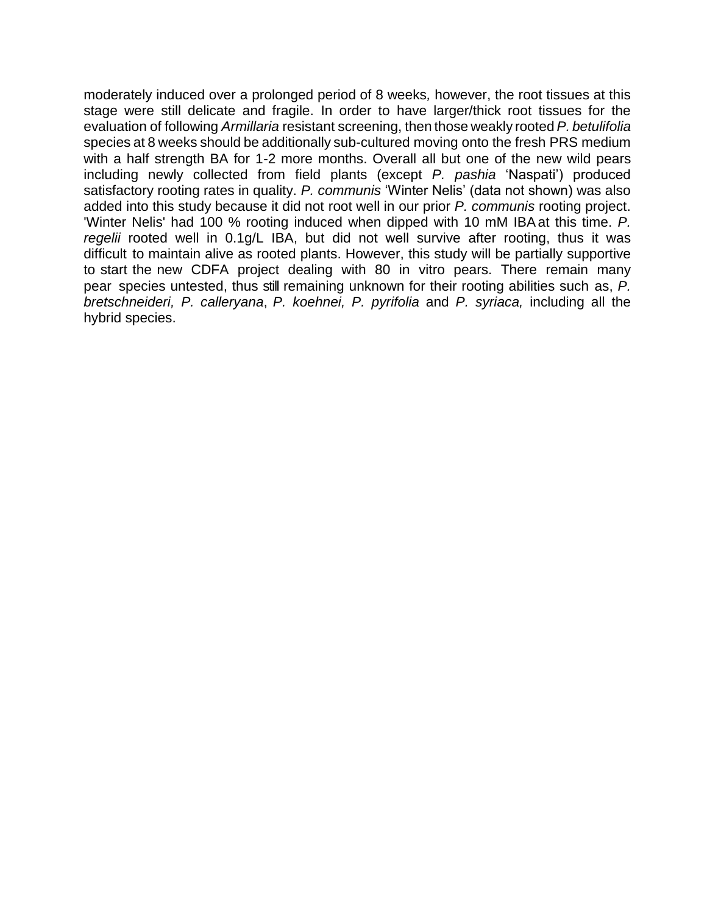moderately induced over a prolonged period of 8 weeks, however, the root tissues at this stage were still delicate and fragile. In order to have larger/thick root tissues for the evaluation of following *Armillaria* resistant screening, then those weakly rooted *P. betulifolia* species at 8 weeks should be additionally sub-cultured moving onto the fresh PRS medium with a half strength BA for 1-2 more months. Overall all but one of the new wild pears including newly collected from field plants (except *P. pashia* 'Naspati') produced satisfactory rooting rates in quality. *P. communis* 'Winter Nelis' (data not shown) was also added into this study because it did not root well in our prior *P. communis* rooting project. 'Winter Nelis' had 100 % rooting induced when dipped with 10 mM IBA at this time. *P. regelii* rooted well in 0.1g/L IBA, but did not well survive after rooting, thus it was difficult to maintain alive as rooted plants. However, this study will be partially supportive to start the new CDFA project dealing with 80 in vitro pears. There remain many pear species untested, thus still remaining unknown for their rooting abilities such as, *P. bretschneideri, P. calleryana*, *P. koehnei, P. pyrifolia* and *P. syriaca,* including all the hybrid species.